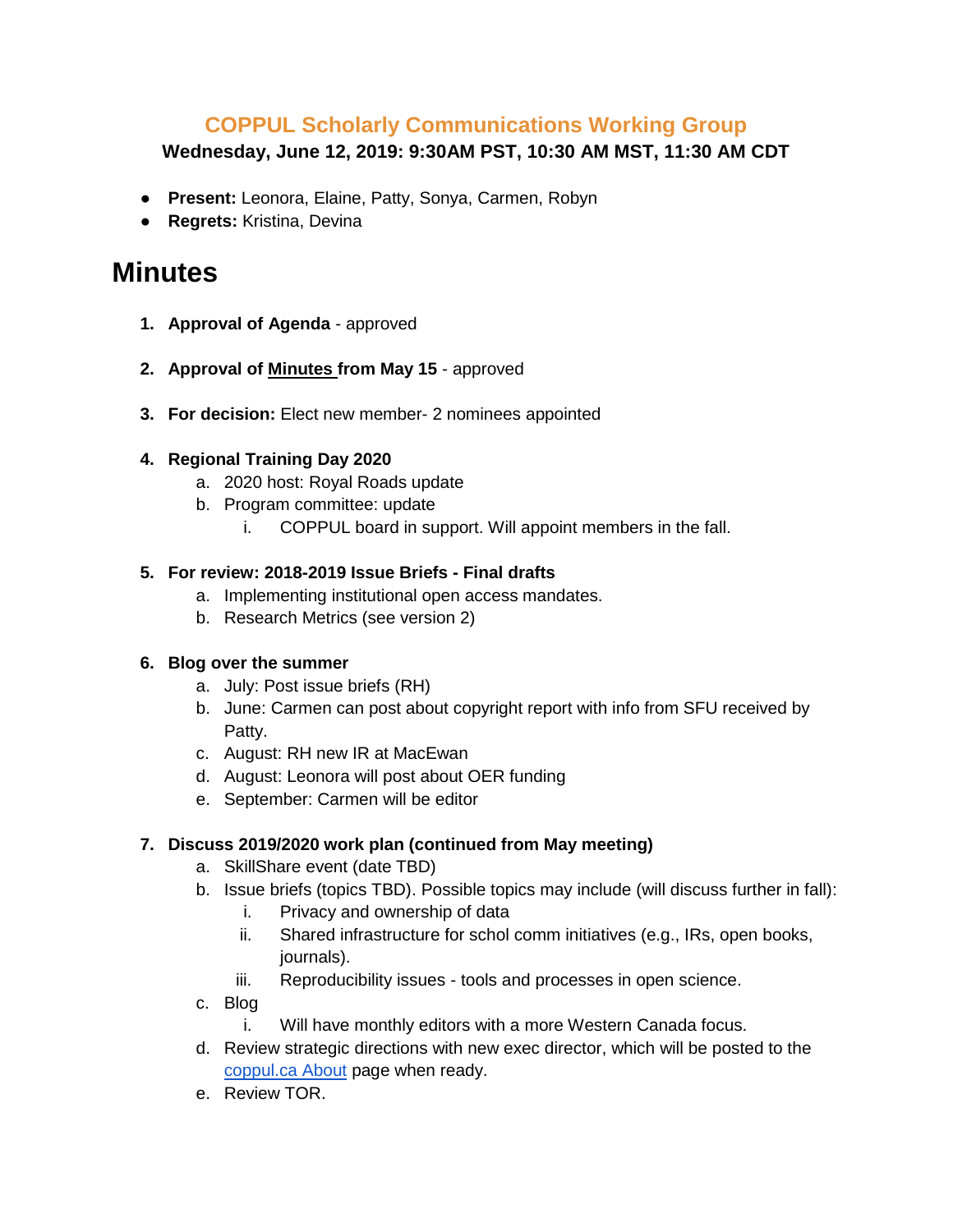## COPPUL Scholarly Communications Working Group

**Wednesday, June 12, 2019: 9:30AM PST, 10:30 AM MST, 11:30 AM CDT**

- **Present:** Leonora, Elaine, Patty, Sonya, Carmen, Robyn
- **Regrets:** Kristina, Devina

# Minutes

1. **Approval of Agenda** - approved

2. **Approval of Minutes from May 15** - approved

3. **For decision:** Elect new member- 2 nominees appointed

4. **Regional Training Day 2020**
   a. 2020 host: Royal Roads update
   b. Program committee: update
      i. COPPUL board in support. Will appoint members in the fall.

5. **For review: 2018-2019 Issue Briefs - Final drafts**
   a. Implementing institutional open access mandates.
   b. Research Metrics (see version 2)

6. **Blog over the summer**
   a. July: Post issue briefs (RH)
   b. June: Carmen can post about copyright report with info from SFU received by Patty.
   c. August: RH new IR at MacEwan
   d. August: Leonora will post about OER funding
   e. September: Carmen will be editor

7. **Discuss 2019/2020 work plan (continued from May meeting)**
   a. SkillShare event (date TBD)
   b. Issue briefs (topics TBD). Possible topics may include (will discuss further in fall):
      i. Privacy and ownership of data
      ii. Shared infrastructure for schol comm initiatives (e.g., IRs, open books, journals).
      iii. Reproducibility issues - tools and processes in open science.
   c. Blog
      i. Will have monthly editors with a more Western Canada focus.
   d. Review strategic directions with new exec director, which will be posted to the coppul.ca About page when ready.
   e. Review TOR.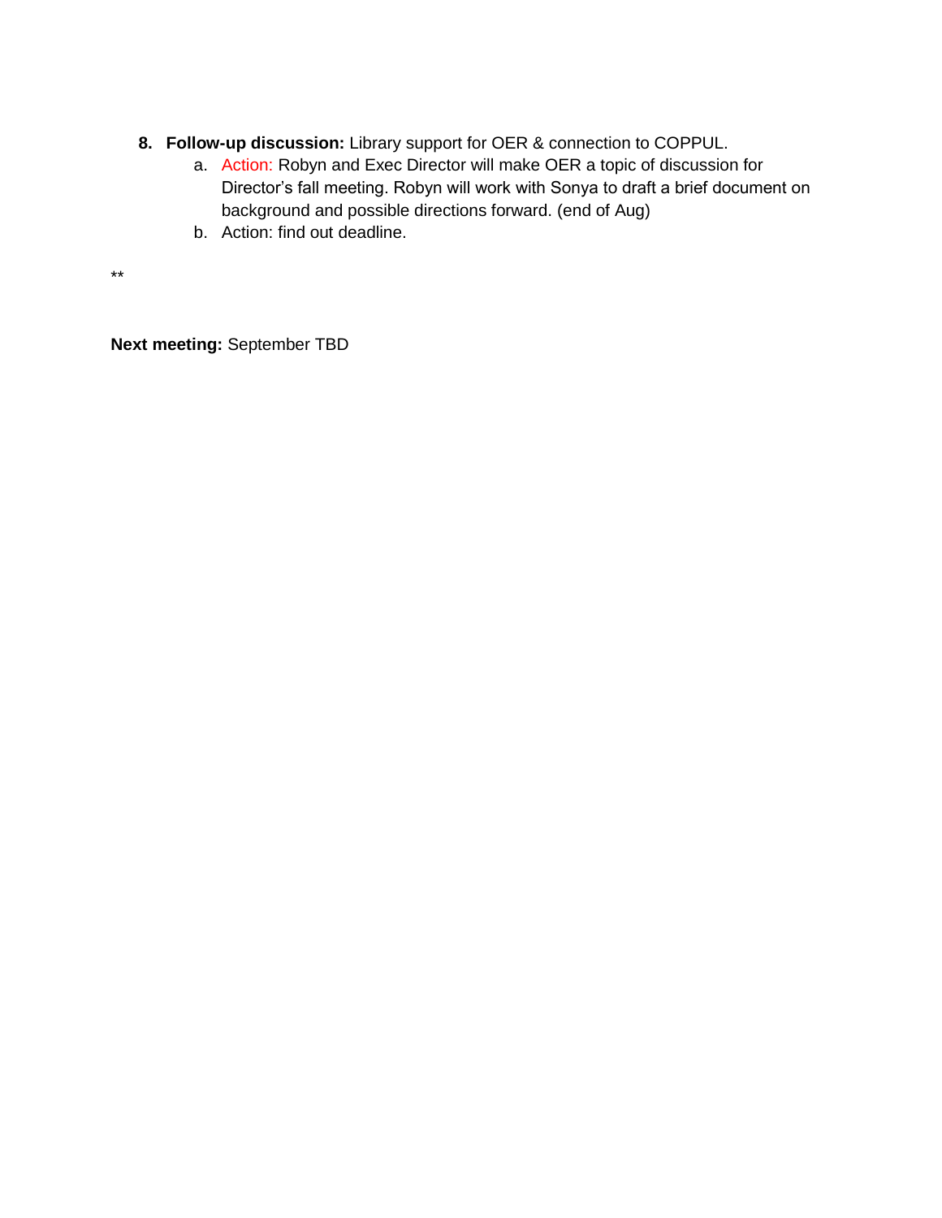8. **Follow-up discussion:** Library support for OER & connection to COPPUL.
    a. Action: Robyn and Exec Director will make OER a topic of discussion for Director's fall meeting. Robyn will work with Sonya to draft a brief document on background and possible directions forward. (end of Aug)
    b. Action: find out deadline.

**

**Next meeting:** September TBD